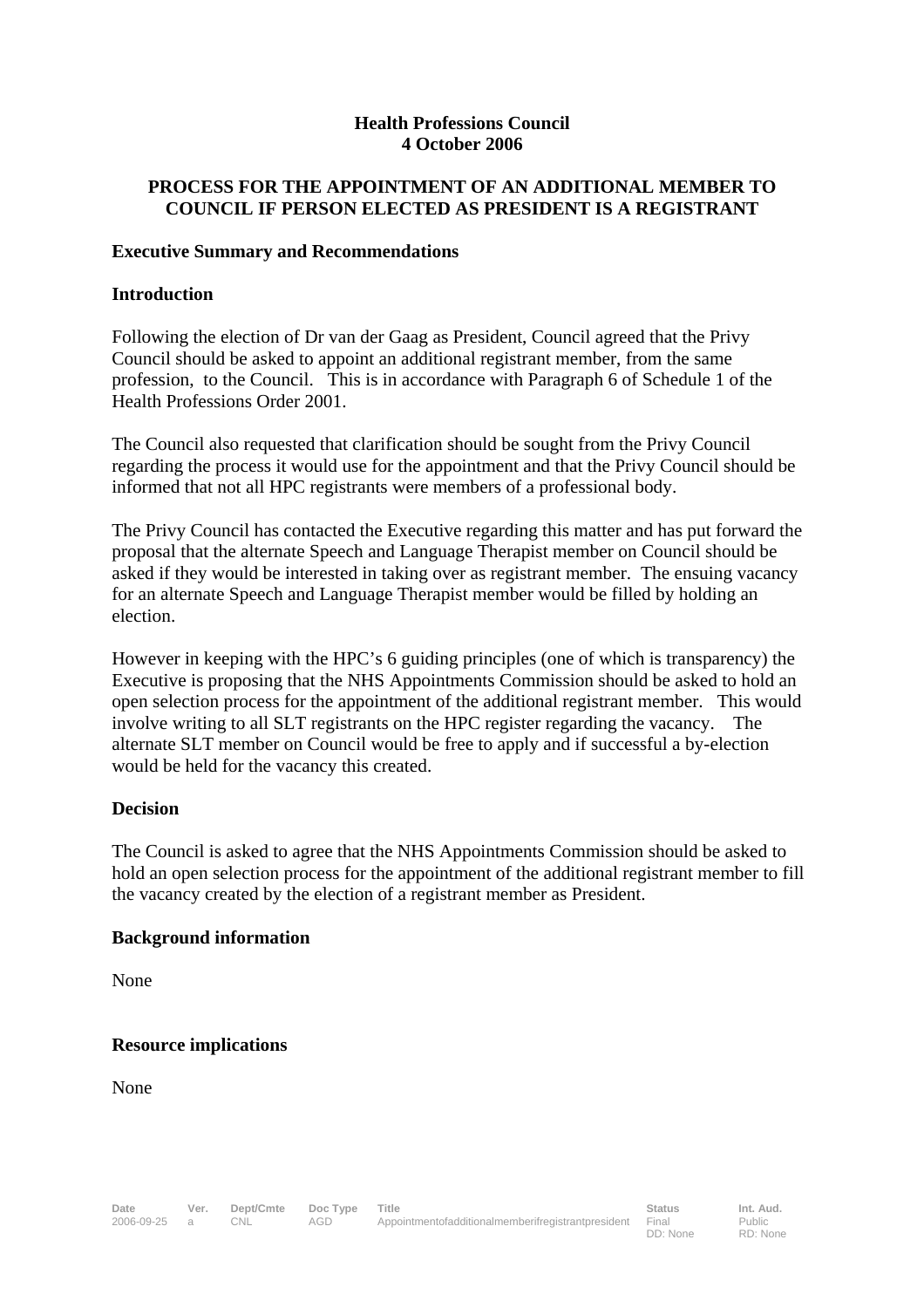**Health Professions Council**
**4 October 2006**

## PROCESS FOR THE APPOINTMENT OF AN ADDITIONAL MEMBER TO COUNCIL IF PERSON ELECTED AS PRESIDENT IS A REGISTRANT

### Executive Summary and Recommendations

### Introduction

Following the election of Dr van der Gaag as President, Council agreed that the Privy Council should be asked to appoint an additional registrant member, from the same profession, to the Council. This is in accordance with Paragraph 6 of Schedule 1 of the Health Professions Order 2001.

The Council also requested that clarification should be sought from the Privy Council regarding the process it would use for the appointment and that the Privy Council should be informed that not all HPC registrants were members of a professional body.

The Privy Council has contacted the Executive regarding this matter and has put forward the proposal that the alternate Speech and Language Therapist member on Council should be asked if they would be interested in taking over as registrant member. The ensuing vacancy for an alternate Speech and Language Therapist member would be filled by holding an election.

However in keeping with the HPC's 6 guiding principles (one of which is transparency) the Executive is proposing that the NHS Appointments Commission should be asked to hold an open selection process for the appointment of the additional registrant member. This would involve writing to all SLT registrants on the HPC register regarding the vacancy. The alternate SLT member on Council would be free to apply and if successful a by-election would be held for the vacancy this created.

### Decision

The Council is asked to agree that the NHS Appointments Commission should be asked to hold an open selection process for the appointment of the additional registrant member to fill the vacancy created by the election of a registrant member as President.

### Background information

None

### Resource implications

None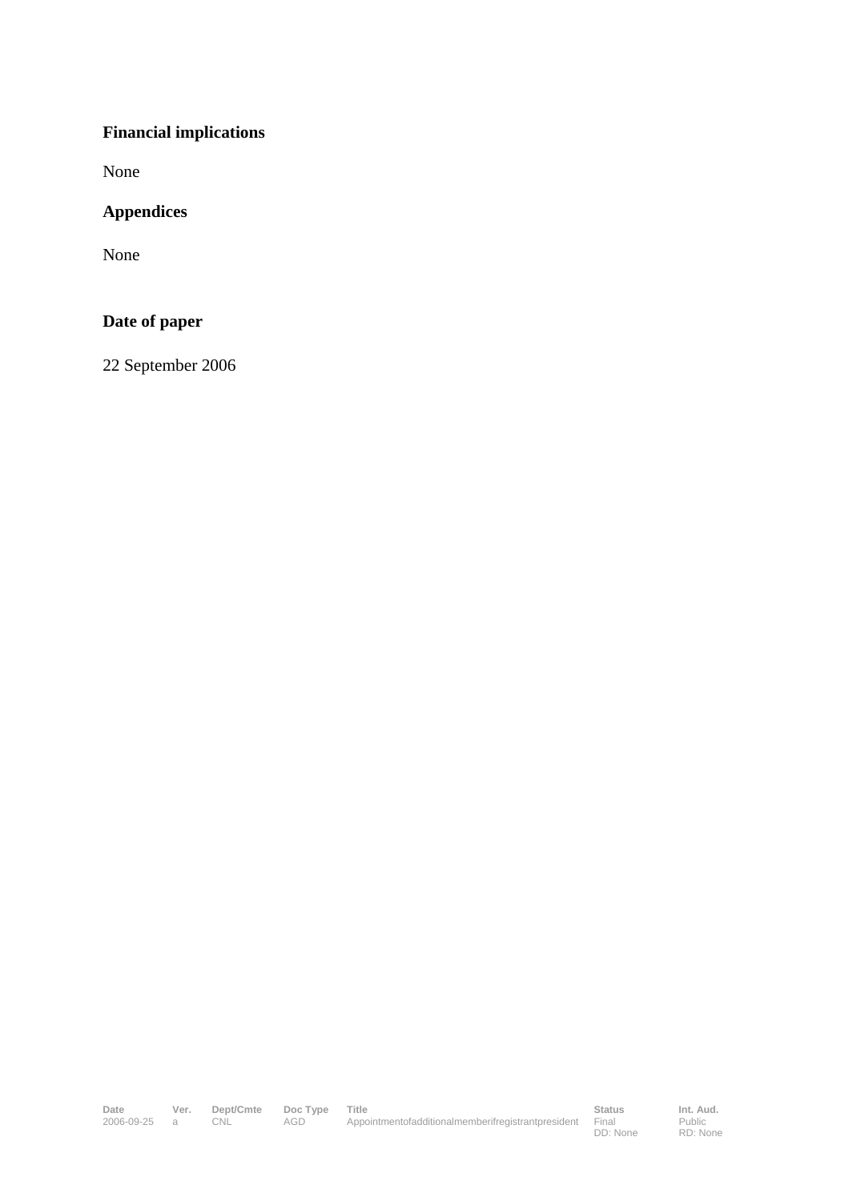**Financial implications**

None

**Appendices**

None

**Date of paper**

22 September 2006